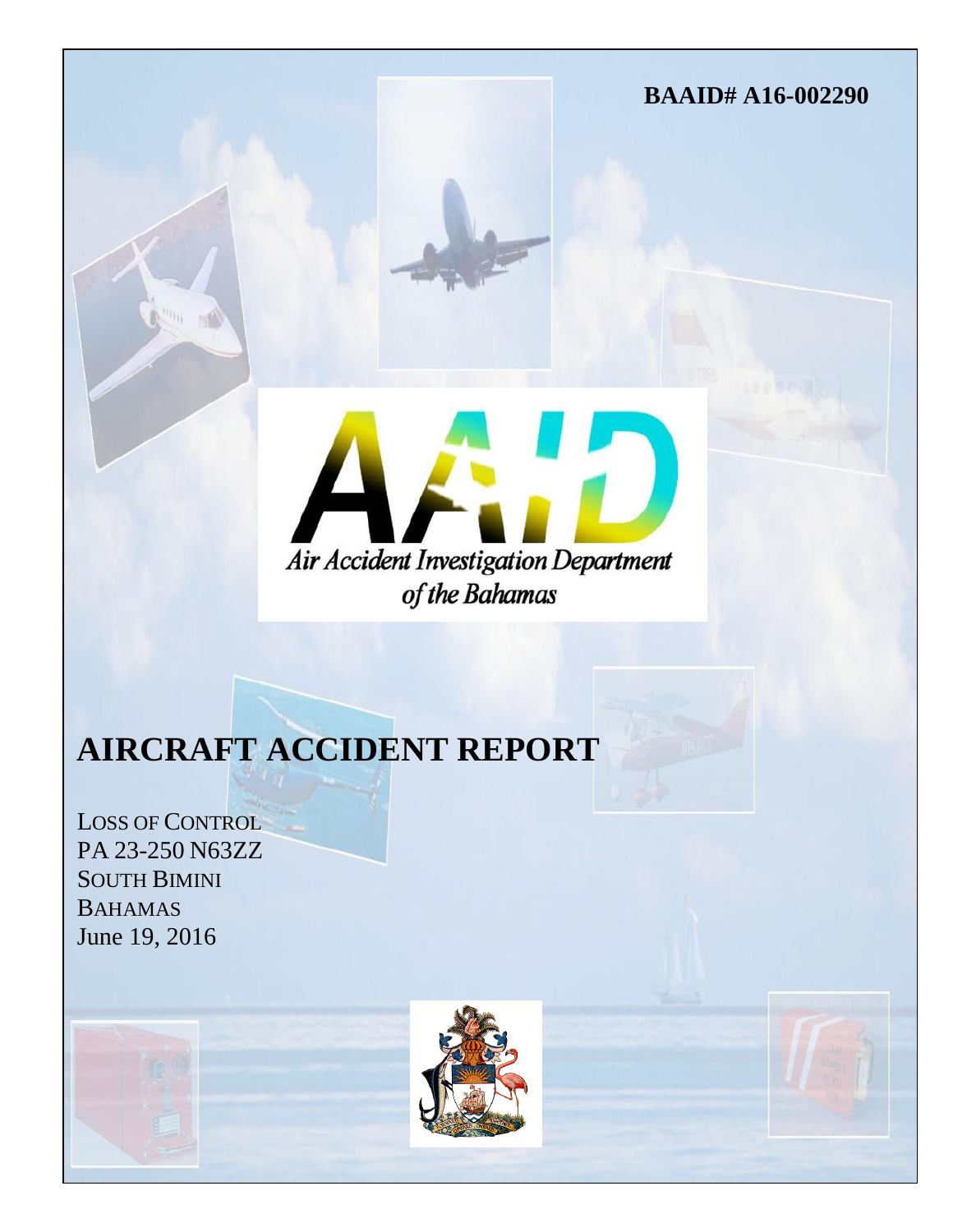**BAAID# A16-002290**

*Air Accident Investigation Department of the Bahamas*

# AIRCRAFT ACCIDENT REPORT

LOSS OF CONTROL
PA 23-250 N63ZZ
SOUTH BIMINI
BAHAMAS
June 19, 2016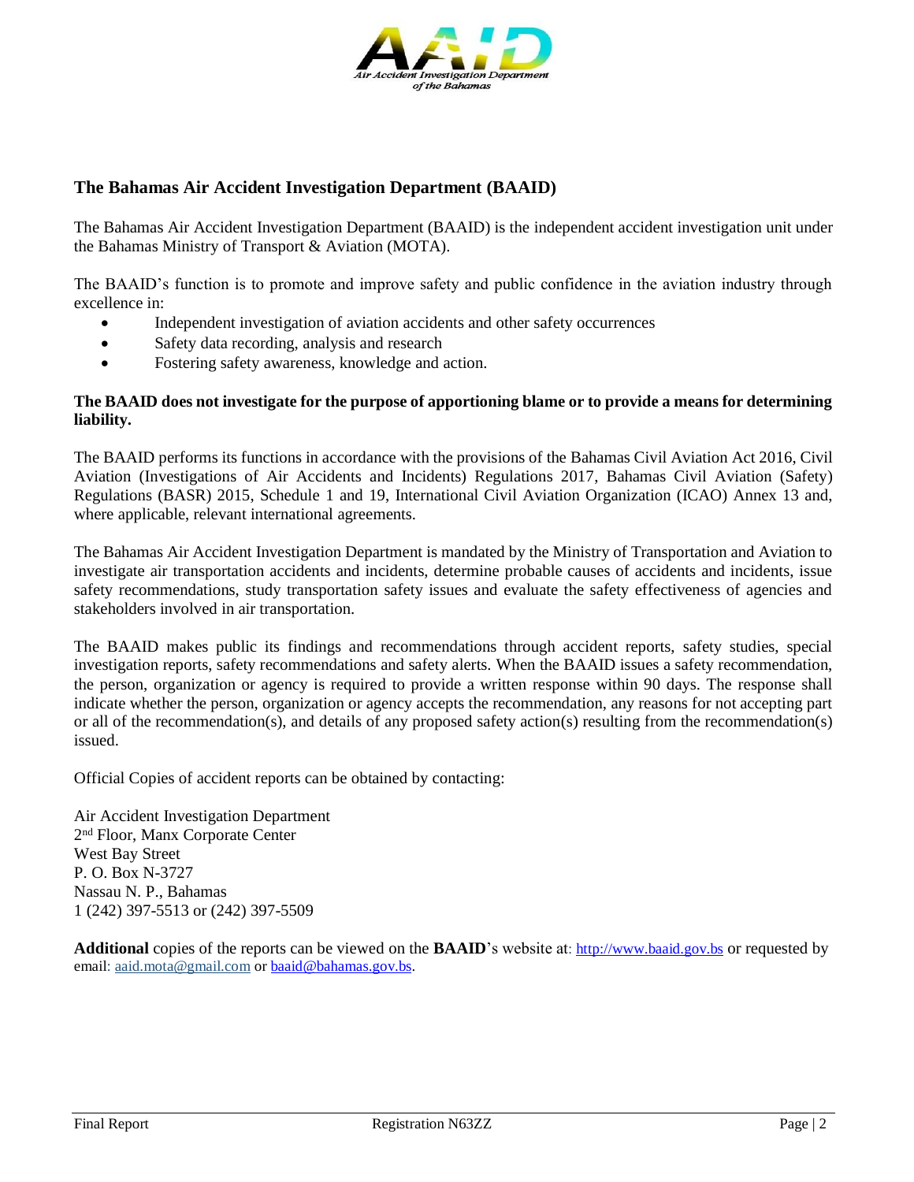## The Bahamas Air Accident Investigation Department (BAAID)

The Bahamas Air Accident Investigation Department (BAAID) is the independent accident investigation unit under the Bahamas Ministry of Transport & Aviation (MOTA).

The BAAID's function is to promote and improve safety and public confidence in the aviation industry through excellence in:

- Independent investigation of aviation accidents and other safety occurrences
- Safety data recording, analysis and research
- Fostering safety awareness, knowledge and action.

**The BAAID does not investigate for the purpose of apportioning blame or to provide a means for determining liability.**

The BAAID performs its functions in accordance with the provisions of the Bahamas Civil Aviation Act 2016, Civil Aviation (Investigations of Air Accidents and Incidents) Regulations 2017, Bahamas Civil Aviation (Safety) Regulations (BASR) 2015, Schedule 1 and 19, International Civil Aviation Organization (ICAO) Annex 13 and, where applicable, relevant international agreements.

The Bahamas Air Accident Investigation Department is mandated by the Ministry of Transportation and Aviation to investigate air transportation accidents and incidents, determine probable causes of accidents and incidents, issue safety recommendations, study transportation safety issues and evaluate the safety effectiveness of agencies and stakeholders involved in air transportation.

The BAAID makes public its findings and recommendations through accident reports, safety studies, special investigation reports, safety recommendations and safety alerts. When the BAAID issues a safety recommendation, the person, organization or agency is required to provide a written response within 90 days. The response shall indicate whether the person, organization or agency accepts the recommendation, any reasons for not accepting part or all of the recommendation(s), and details of any proposed safety action(s) resulting from the recommendation(s) issued.

Official Copies of accident reports can be obtained by contacting:

Air Accident Investigation Department
2nd Floor, Manx Corporate Center
West Bay Street
P. O. Box N-3727
Nassau N. P., Bahamas
1 (242) 397-5513 or (242) 397-5509

**Additional** copies of the reports can be viewed on the **BAAID**'s website at: http://www.baaid.gov.bs or requested by email: aaid.mota@gmail.com or baaid@bahamas.gov.bs.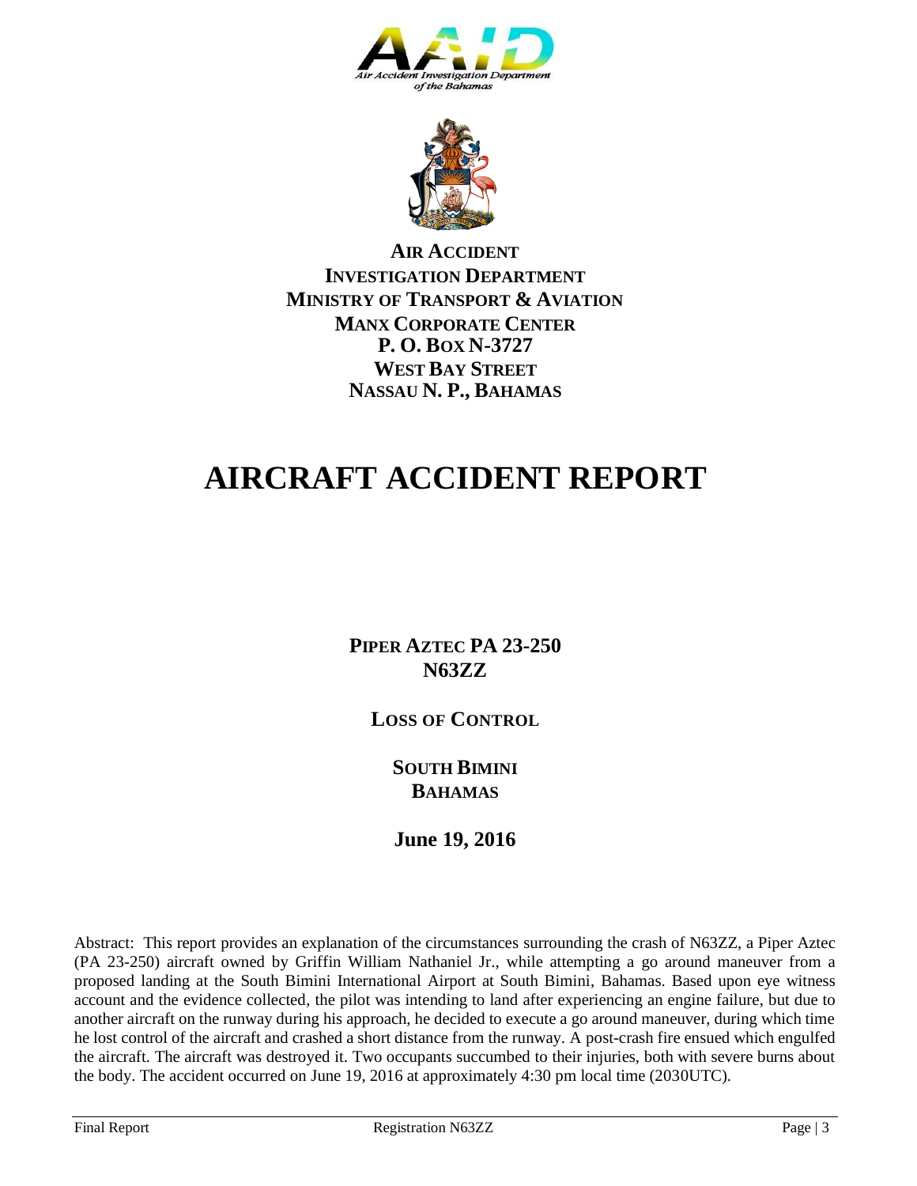**AIR ACCIDENT**
**INVESTIGATION DEPARTMENT**
**MINISTRY OF TRANSPORT & AVIATION**
**MANX CORPORATE CENTER**
**P. O. BOX N-3727**
**WEST BAY STREET**
**NASSAU N. P., BAHAMAS**

# AIRCRAFT ACCIDENT REPORT

**PIPER AZTEC PA 23-250**
**N63ZZ**

**LOSS OF CONTROL**

**SOUTH BIMINI**
**BAHAMAS**

**June 19, 2016**

Abstract: This report provides an explanation of the circumstances surrounding the crash of N63ZZ, a Piper Aztec (PA 23-250) aircraft owned by Griffin William Nathaniel Jr., while attempting a go around maneuver from a proposed landing at the South Bimini International Airport at South Bimini, Bahamas. Based upon eye witness account and the evidence collected, the pilot was intending to land after experiencing an engine failure, but due to another aircraft on the runway during his approach, he decided to execute a go around maneuver, during which time he lost control of the aircraft and crashed a short distance from the runway. A post-crash fire ensued which engulfed the aircraft. The aircraft was destroyed it. Two occupants succumbed to their injuries, both with severe burns about the body. The accident occurred on June 19, 2016 at approximately 4:30 pm local time (2030UTC).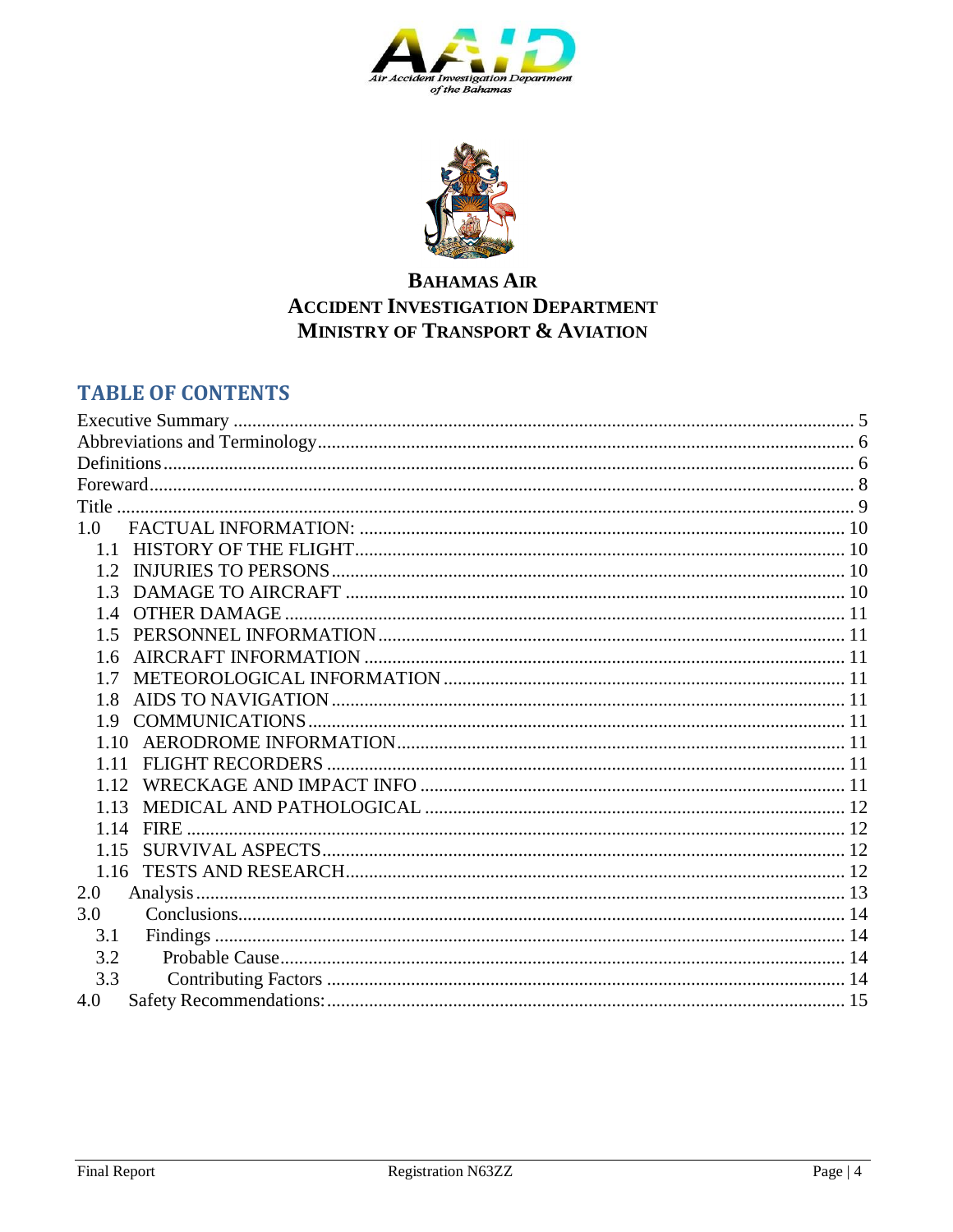**BAHAMAS AIR ACCIDENT INVESTIGATION DEPARTMENT**
**MINISTRY OF TRANSPORT & AVIATION**

## TABLE OF CONTENTS

Executive Summary ........................................................ 5
Abbreviations and Terminology ........................................................ 6
Definitions ........................................................ 6
Foreward ........................................................ 8
Title ........................................................ 9
1.0 FACTUAL INFORMATION: ........................................................ 10
- 1.1 HISTORY OF THE FLIGHT ........................................................ 10
- 1.2 INJURIES TO PERSONS ........................................................ 10
- 1.3 DAMAGE TO AIRCRAFT ........................................................ 10
- 1.4 OTHER DAMAGE ........................................................ 11
- 1.5 PERSONNEL INFORMATION ........................................................ 11
- 1.6 AIRCRAFT INFORMATION ........................................................ 11
- 1.7 METEOROLOGICAL INFORMATION ........................................................ 11
- 1.8 AIDS TO NAVIGATION ........................................................ 11
- 1.9 COMMUNICATIONS ........................................................ 11
- 1.10 AERODROME INFORMATION ........................................................ 11
- 1.11 FLIGHT RECORDERS ........................................................ 11
- 1.12 WRECKAGE AND IMPACT INFO ........................................................ 11
- 1.13 MEDICAL AND PATHOLOGICAL ........................................................ 12
- 1.14 FIRE ........................................................ 12
- 1.15 SURVIVAL ASPECTS ........................................................ 12
- 1.16 TESTS AND RESEARCH ........................................................ 12

2.0 Analysis ........................................................ 13
3.0 Conclusions ........................................................ 14
- 3.1 Findings ........................................................ 14
- 3.2 Probable Cause ........................................................ 14
- 3.3 Contributing Factors ........................................................ 14

4.0 Safety Recommendations: ........................................................ 15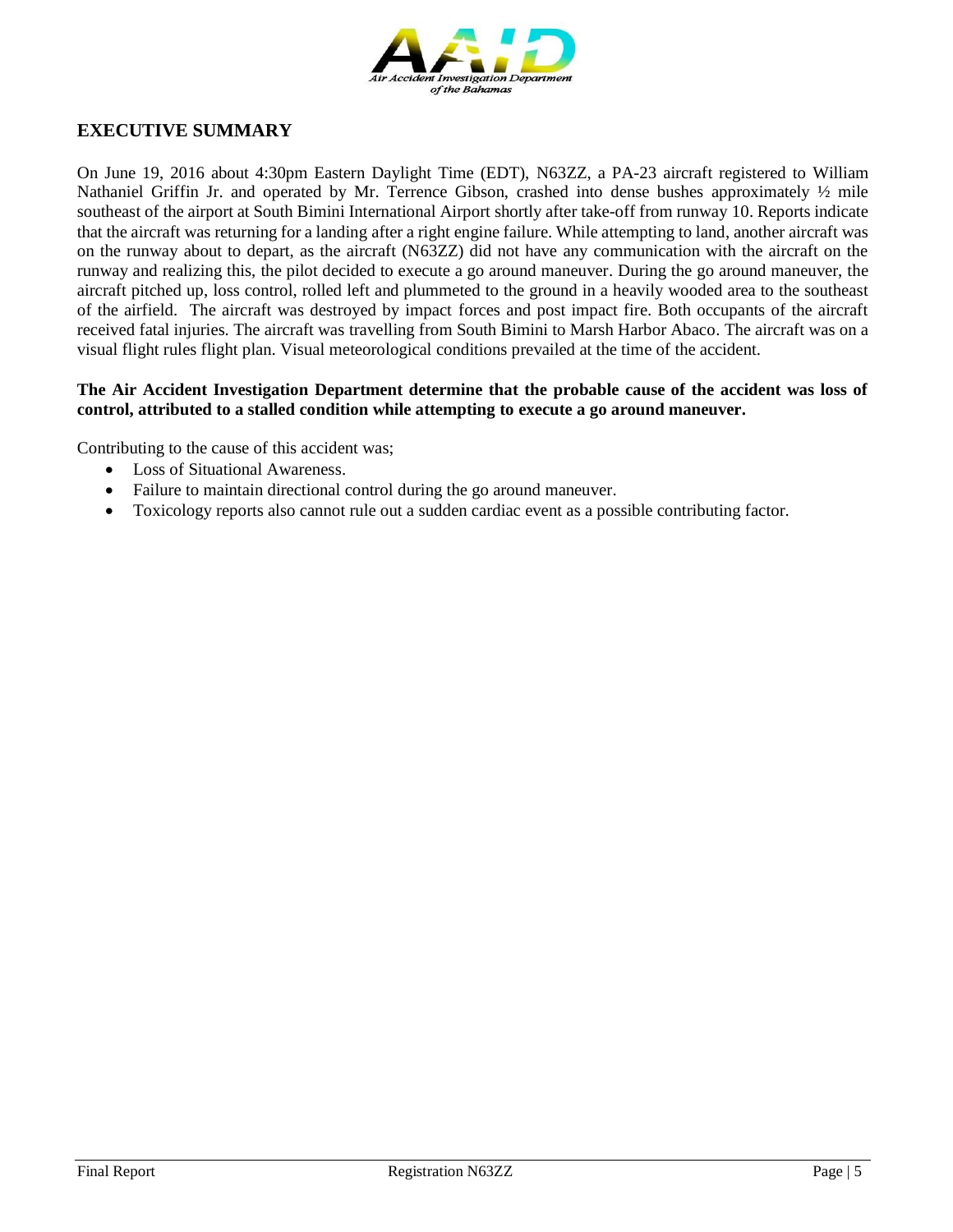## EXECUTIVE SUMMARY

On June 19, 2016 about 4:30pm Eastern Daylight Time (EDT), N63ZZ, a PA-23 aircraft registered to William Nathaniel Griffin Jr. and operated by Mr. Terrence Gibson, crashed into dense bushes approximately ½ mile southeast of the airport at South Bimini International Airport shortly after take-off from runway 10. Reports indicate that the aircraft was returning for a landing after a right engine failure. While attempting to land, another aircraft was on the runway about to depart, as the aircraft (N63ZZ) did not have any communication with the aircraft on the runway and realizing this, the pilot decided to execute a go around maneuver. During the go around maneuver, the aircraft pitched up, loss control, rolled left and plummeted to the ground in a heavily wooded area to the southeast of the airfield. The aircraft was destroyed by impact forces and post impact fire. Both occupants of the aircraft received fatal injuries. The aircraft was travelling from South Bimini to Marsh Harbor Abaco. The aircraft was on a visual flight rules flight plan. Visual meteorological conditions prevailed at the time of the accident.

**The Air Accident Investigation Department determine that the probable cause of the accident was loss of control, attributed to a stalled condition while attempting to execute a go around maneuver.**

Contributing to the cause of this accident was;

- Loss of Situational Awareness.
- Failure to maintain directional control during the go around maneuver.
- Toxicology reports also cannot rule out a sudden cardiac event as a possible contributing factor.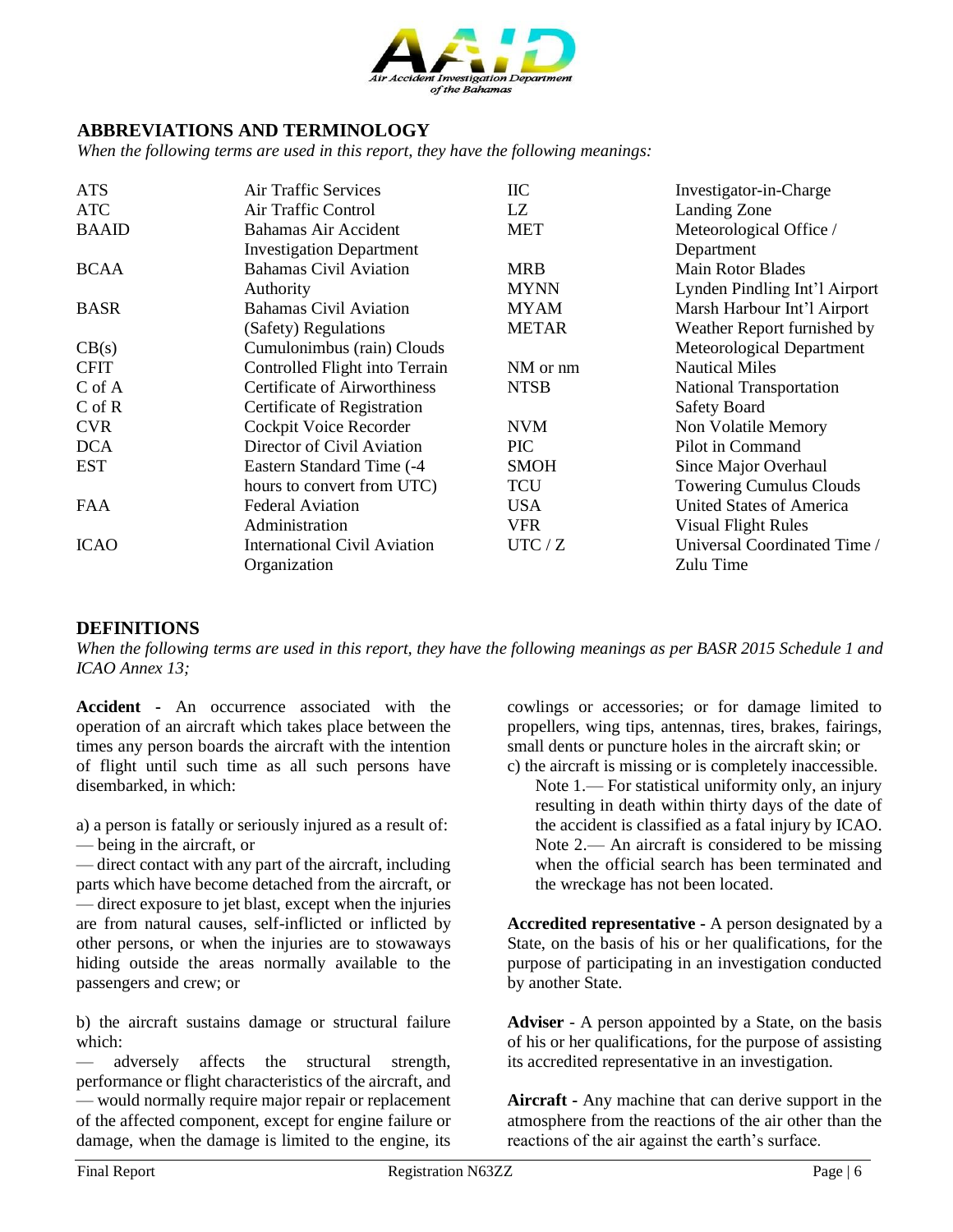## ABBREVIATIONS AND TERMINOLOGY

*When the following terms are used in this report, they have the following meanings:*

| | | | |
|---|---|---|---|
| ATS | Air Traffic Services | IIC | Investigator-in-Charge |
| ATC | Air Traffic Control | LZ | Landing Zone |
| BAAID | Bahamas Air Accident Investigation Department | MET | Meteorological Office / Department |
| BCAA | Bahamas Civil Aviation Authority | MRB | Main Rotor Blades |
| | | MYNN | Lynden Pindling Int'l Airport |
| BASR | Bahamas Civil Aviation (Safety) Regulations | MYAM | Marsh Harbour Int'l Airport |
| | | METAR | Weather Report furnished by Meteorological Department |
| CB(s) | Cumulonimbus (rain) Clouds | | |
| CFIT | Controlled Flight into Terrain | NM or nm | Nautical Miles |
| C of A | Certificate of Airworthiness | NTSB | National Transportation Safety Board |
| C of R | Certificate of Registration | | |
| CVR | Cockpit Voice Recorder | NVM | Non Volatile Memory |
| DCA | Director of Civil Aviation | PIC | Pilot in Command |
| EST | Eastern Standard Time (-4 hours to convert from UTC) | SMOH | Since Major Overhaul |
| | | TCU | Towering Cumulus Clouds |
| FAA | Federal Aviation Administration | USA | United States of America |
| | | VFR | Visual Flight Rules |
| ICAO | International Civil Aviation Organization | UTC / Z | Universal Coordinated Time / Zulu Time |

## DEFINITIONS

*When the following terms are used in this report, they have the following meanings as per BASR 2015 Schedule 1 and ICAO Annex 13;*

**Accident -** An occurrence associated with the operation of an aircraft which takes place between the times any person boards the aircraft with the intention of flight until such time as all such persons have disembarked, in which:

a) a person is fatally or seriously injured as a result of:
— being in the aircraft, or
— direct contact with any part of the aircraft, including parts which have become detached from the aircraft, or
— direct exposure to jet blast, except when the injuries are from natural causes, self-inflicted or inflicted by other persons, or when the injuries are to stowaways hiding outside the areas normally available to the passengers and crew; or

b) the aircraft sustains damage or structural failure which:
— adversely affects the structural strength, performance or flight characteristics of the aircraft, and
— would normally require major repair or replacement of the affected component, except for engine failure or damage, when the damage is limited to the engine, its cowlings or accessories; or for damage limited to propellers, wing tips, antennas, tires, brakes, fairings, small dents or puncture holes in the aircraft skin; or

c) the aircraft is missing or is completely inaccessible.

Note 1.— For statistical uniformity only, an injury resulting in death within thirty days of the date of the accident is classified as a fatal injury by ICAO.

Note 2.— An aircraft is considered to be missing when the official search has been terminated and the wreckage has not been located.

**Accredited representative -** A person designated by a State, on the basis of his or her qualifications, for the purpose of participating in an investigation conducted by another State.

**Adviser -** A person appointed by a State, on the basis of his or her qualifications, for the purpose of assisting its accredited representative in an investigation.

**Aircraft -** Any machine that can derive support in the atmosphere from the reactions of the air other than the reactions of the air against the earth's surface.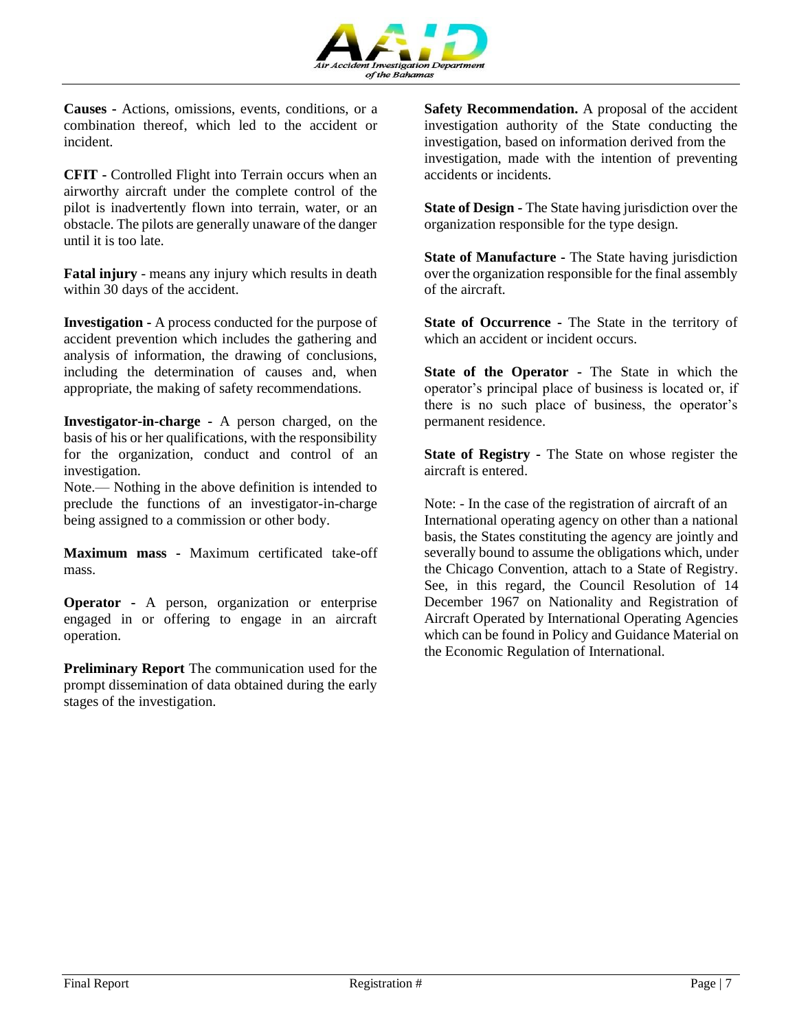**Causes** - Actions, omissions, events, conditions, or a combination thereof, which led to the accident or incident.

**CFIT** - Controlled Flight into Terrain occurs when an airworthy aircraft under the complete control of the pilot is inadvertently flown into terrain, water, or an obstacle. The pilots are generally unaware of the danger until it is too late.

**Fatal injury** - means any injury which results in death within 30 days of the accident.

**Investigation** - A process conducted for the purpose of accident prevention which includes the gathering and analysis of information, the drawing of conclusions, including the determination of causes and, when appropriate, the making of safety recommendations.

**Investigator-in-charge** - A person charged, on the basis of his or her qualifications, with the responsibility for the organization, conduct and control of an investigation.

Note.— Nothing in the above definition is intended to preclude the functions of an investigator-in-charge being assigned to a commission or other body.

**Maximum mass** - Maximum certificated take-off mass.

**Operator** - A person, organization or enterprise engaged in or offering to engage in an aircraft operation.

**Preliminary Report** The communication used for the prompt dissemination of data obtained during the early stages of the investigation.

**Safety Recommendation.** A proposal of the accident investigation authority of the State conducting the investigation, based on information derived from the investigation, made with the intention of preventing accidents or incidents.

**State of Design** - The State having jurisdiction over the organization responsible for the type design.

**State of Manufacture** - The State having jurisdiction over the organization responsible for the final assembly of the aircraft.

**State of Occurrence** - The State in the territory of which an accident or incident occurs.

**State of the Operator** - The State in which the operator's principal place of business is located or, if there is no such place of business, the operator's permanent residence.

**State of Registry** - The State on whose register the aircraft is entered.

Note: - In the case of the registration of aircraft of an International operating agency on other than a national basis, the States constituting the agency are jointly and severally bound to assume the obligations which, under the Chicago Convention, attach to a State of Registry. See, in this regard, the Council Resolution of 14 December 1967 on Nationality and Registration of Aircraft Operated by International Operating Agencies which can be found in Policy and Guidance Material on the Economic Regulation of International.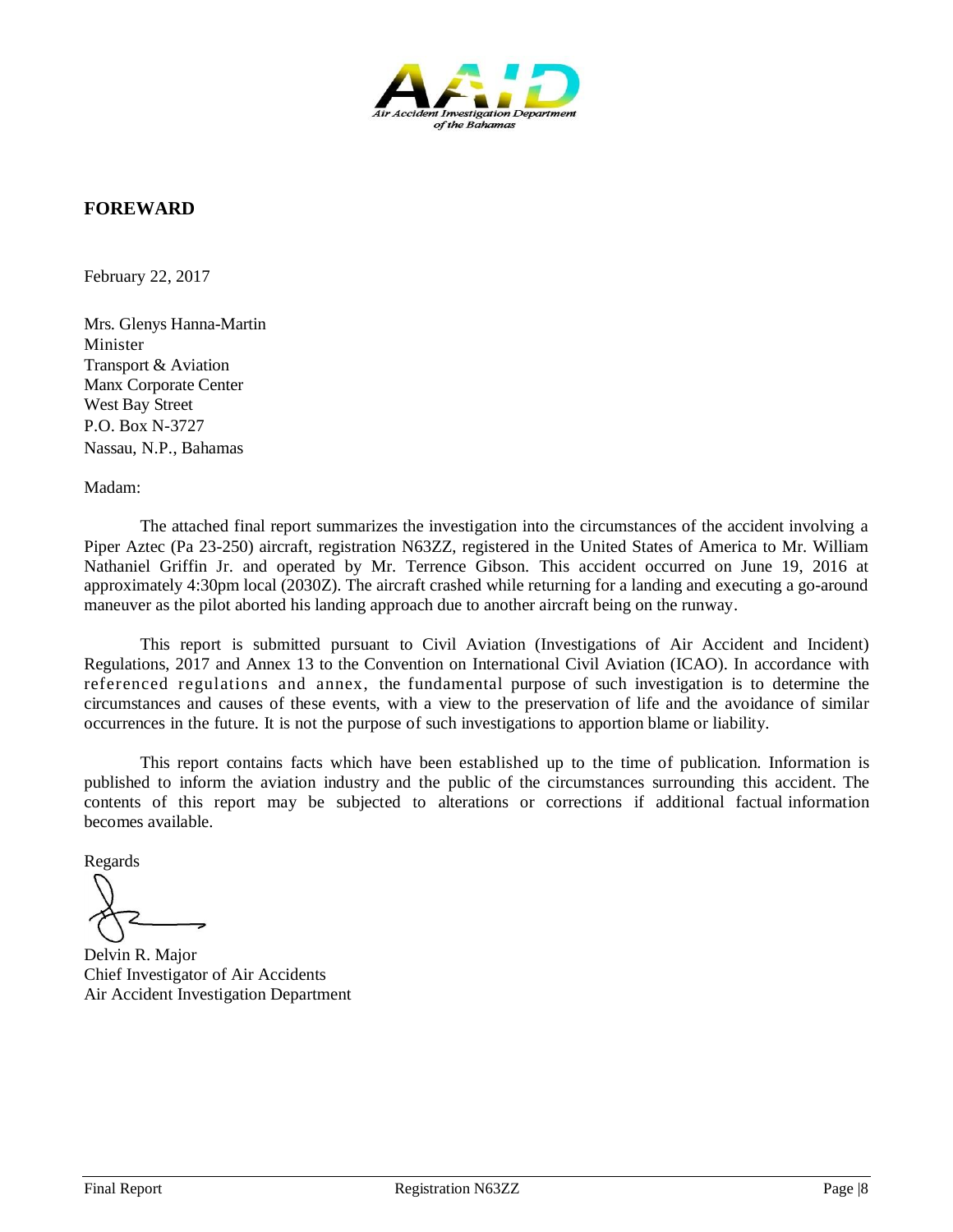## FOREWARD

February 22, 2017

Mrs. Glenys Hanna-Martin  
Minister  
Transport & Aviation  
Manx Corporate Center  
West Bay Street  
P.O. Box N-3727  
Nassau, N.P., Bahamas

Madam:

The attached final report summarizes the investigation into the circumstances of the accident involving a Piper Aztec (Pa 23-250) aircraft, registration N63ZZ, registered in the United States of America to Mr. William Nathaniel Griffin Jr. and operated by Mr. Terrence Gibson. This accident occurred on June 19, 2016 at approximately 4:30pm local (2030Z). The aircraft crashed while returning for a landing and executing a go-around maneuver as the pilot aborted his landing approach due to another aircraft being on the runway.

This report is submitted pursuant to Civil Aviation (Investigations of Air Accident and Incident) Regulations, 2017 and Annex 13 to the Convention on International Civil Aviation (ICAO). In accordance with referenced regulations and annex, the fundamental purpose of such investigation is to determine the circumstances and causes of these events, with a view to the preservation of life and the avoidance of similar occurrences in the future. It is not the purpose of such investigations to apportion blame or liability.

This report contains facts which have been established up to the time of publication. Information is published to inform the aviation industry and the public of the circumstances surrounding this accident. The contents of this report may be subjected to alterations or corrections if additional factual information becomes available.

Regards

Delvin R. Major  
Chief Investigator of Air Accidents  
Air Accident Investigation Department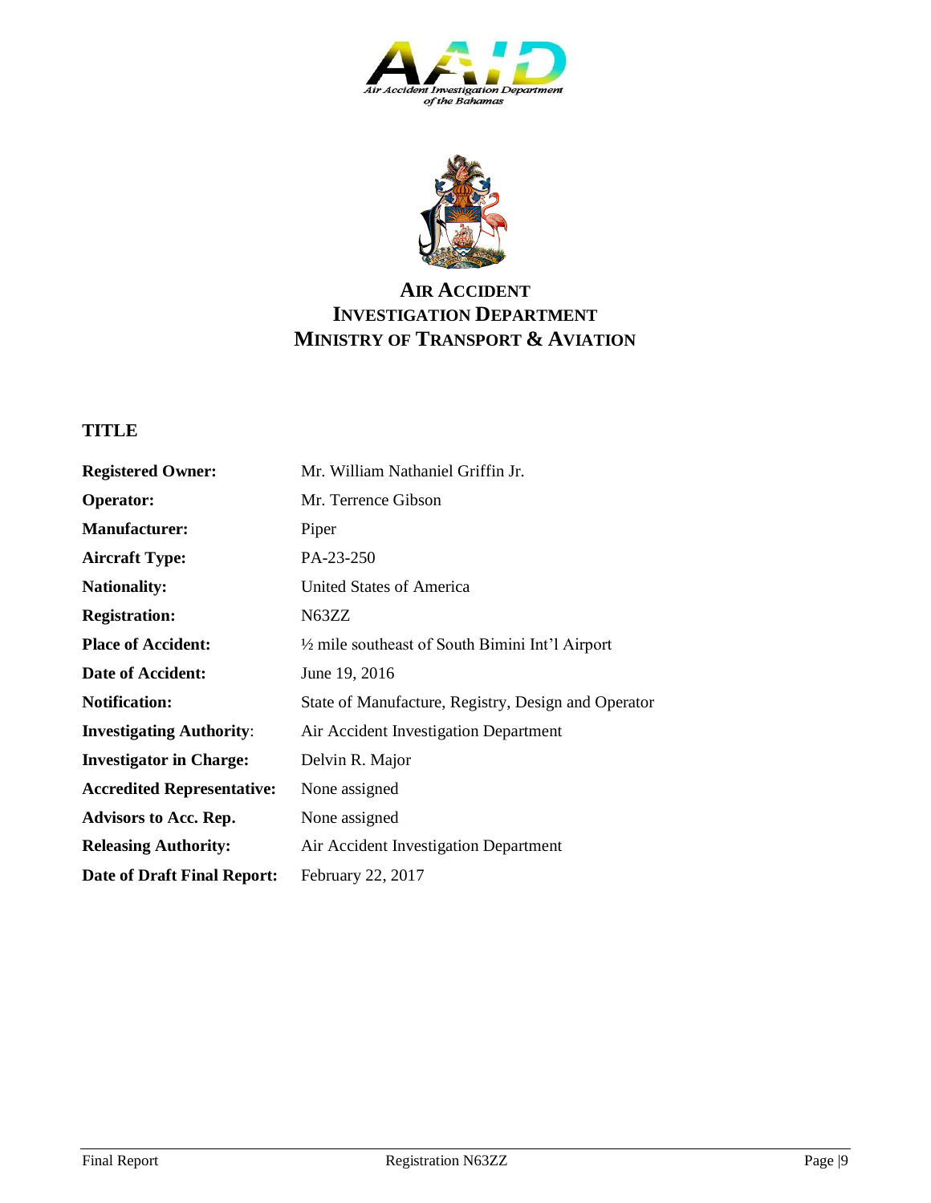# AIR ACCIDENT INVESTIGATION DEPARTMENT MINISTRY OF TRANSPORT & AVIATION

## TITLE

| | |
|---|---|
| **Registered Owner:** | Mr. William Nathaniel Griffin Jr. |
| **Operator:** | Mr. Terrence Gibson |
| **Manufacturer:** | Piper |
| **Aircraft Type:** | PA-23-250 |
| **Nationality:** | United States of America |
| **Registration:** | N63ZZ |
| **Place of Accident:** | ½ mile southeast of South Bimini Int'l Airport |
| **Date of Accident:** | June 19, 2016 |
| **Notification:** | State of Manufacture, Registry, Design and Operator |
| **Investigating Authority:** | Air Accident Investigation Department |
| **Investigator in Charge:** | Delvin R. Major |
| **Accredited Representative:** | None assigned |
| **Advisors to Acc. Rep.** | None assigned |
| **Releasing Authority:** | Air Accident Investigation Department |
| **Date of Draft Final Report:** | February 22, 2017 |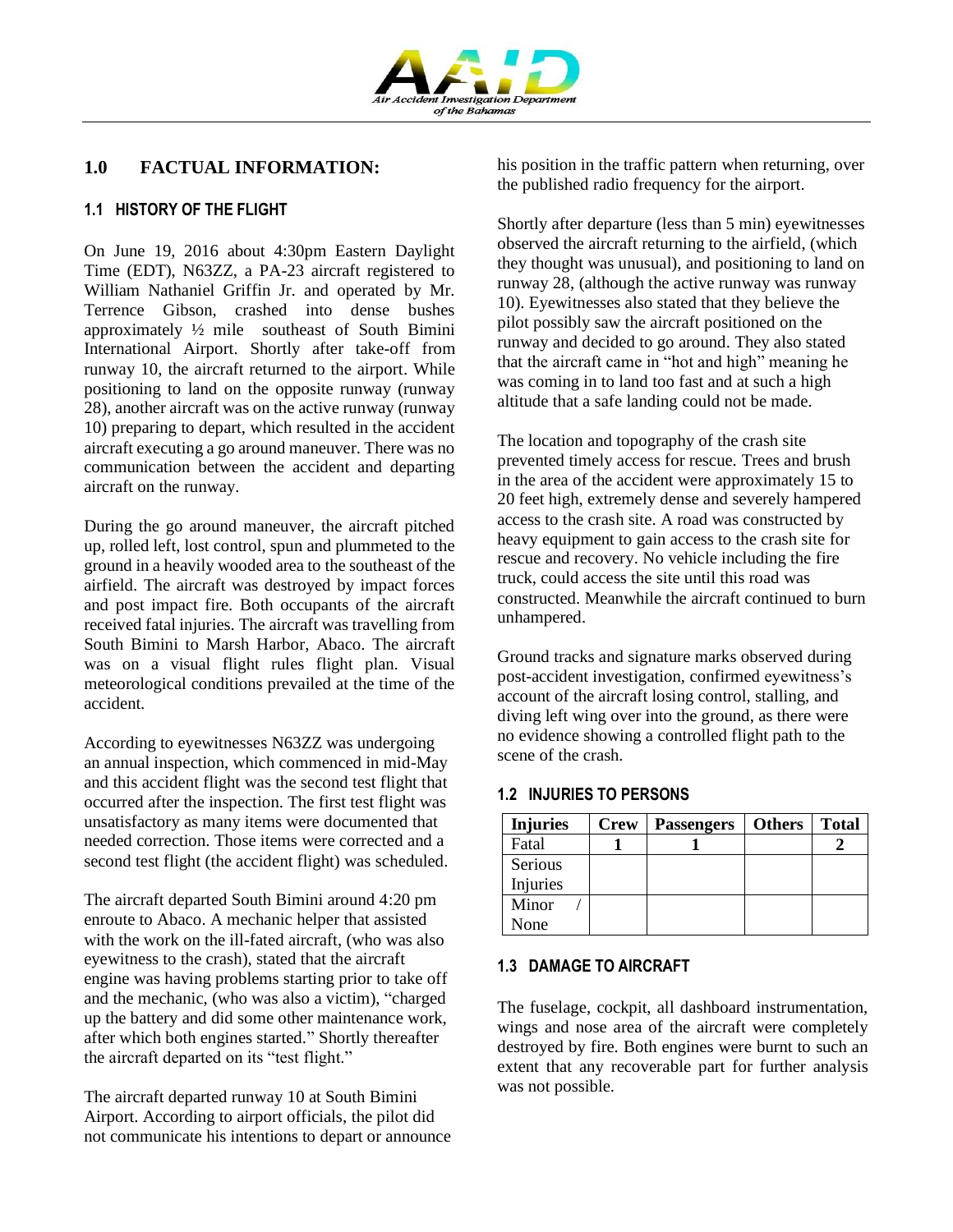## 1.0 FACTUAL INFORMATION:

### 1.1 HISTORY OF THE FLIGHT

On June 19, 2016 about 4:30pm Eastern Daylight Time (EDT), N63ZZ, a PA-23 aircraft registered to William Nathaniel Griffin Jr. and operated by Mr. Terrence Gibson, crashed into dense bushes approximately ½ mile southeast of South Bimini International Airport. Shortly after take-off from runway 10, the aircraft returned to the airport. While positioning to land on the opposite runway (runway 28), another aircraft was on the active runway (runway 10) preparing to depart, which resulted in the accident aircraft executing a go around maneuver. There was no communication between the accident and departing aircraft on the runway.

During the go around maneuver, the aircraft pitched up, rolled left, lost control, spun and plummeted to the ground in a heavily wooded area to the southeast of the airfield. The aircraft was destroyed by impact forces and post impact fire. Both occupants of the aircraft received fatal injuries. The aircraft was travelling from South Bimini to Marsh Harbor, Abaco. The aircraft was on a visual flight rules flight plan. Visual meteorological conditions prevailed at the time of the accident.

According to eyewitnesses N63ZZ was undergoing an annual inspection, which commenced in mid-May and this accident flight was the second test flight that occurred after the inspection. The first test flight was unsatisfactory as many items were documented that needed correction. Those items were corrected and a second test flight (the accident flight) was scheduled.

The aircraft departed South Bimini around 4:20 pm enroute to Abaco. A mechanic helper that assisted with the work on the ill-fated aircraft, (who was also eyewitness to the crash), stated that the aircraft engine was having problems starting prior to take off and the mechanic, (who was also a victim), "charged up the battery and did some other maintenance work, after which both engines started." Shortly thereafter the aircraft departed on its "test flight."

The aircraft departed runway 10 at South Bimini Airport. According to airport officials, the pilot did not communicate his intentions to depart or announce his position in the traffic pattern when returning, over the published radio frequency for the airport.

Shortly after departure (less than 5 min) eyewitnesses observed the aircraft returning to the airfield, (which they thought was unusual), and positioning to land on runway 28, (although the active runway was runway 10). Eyewitnesses also stated that they believe the pilot possibly saw the aircraft positioned on the runway and decided to go around. They also stated that the aircraft came in "hot and high" meaning he was coming in to land too fast and at such a high altitude that a safe landing could not be made.

The location and topography of the crash site prevented timely access for rescue. Trees and brush in the area of the accident were approximately 15 to 20 feet high, extremely dense and severely hampered access to the crash site. A road was constructed by heavy equipment to gain access to the crash site for rescue and recovery. No vehicle including the fire truck, could access the site until this road was constructed. Meanwhile the aircraft continued to burn unhampered.

Ground tracks and signature marks observed during post-accident investigation, confirmed eyewitness's account of the aircraft losing control, stalling, and diving left wing over into the ground, as there were no evidence showing a controlled flight path to the scene of the crash.

### 1.2 INJURIES TO PERSONS

| Injuries | Crew | Passengers | Others | Total |
|---|---|---|---|---|
| Fatal | 1 | 1 | | 2 |
| Serious Injuries | | | | |
| Minor / None | | | | |

### 1.3 DAMAGE TO AIRCRAFT

The fuselage, cockpit, all dashboard instrumentation, wings and nose area of the aircraft were completely destroyed by fire. Both engines were burnt to such an extent that any recoverable part for further analysis was not possible.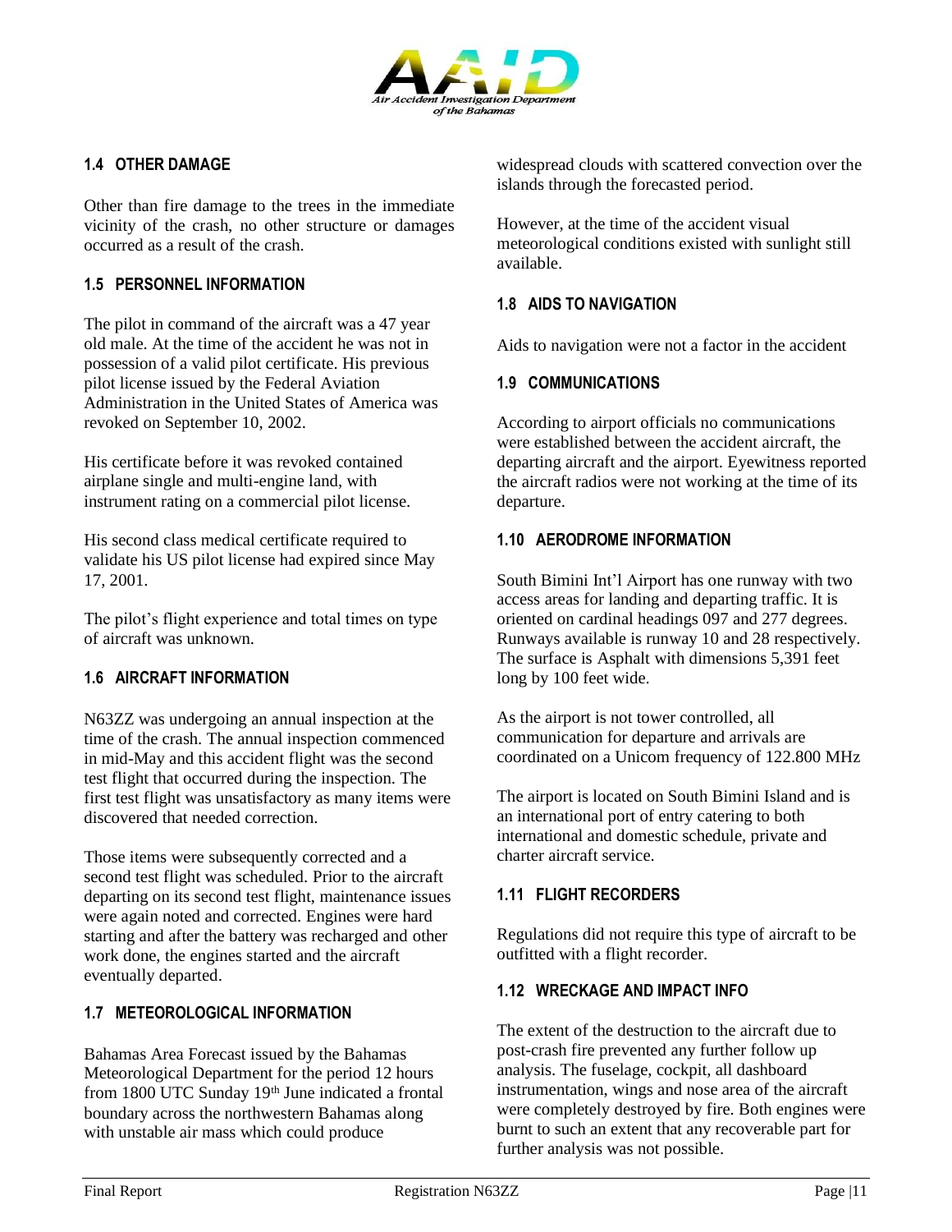### 1.4 OTHER DAMAGE

Other than fire damage to the trees in the immediate vicinity of the crash, no other structure or damages occurred as a result of the crash.

### 1.5 PERSONNEL INFORMATION

The pilot in command of the aircraft was a 47 year old male. At the time of the accident he was not in possession of a valid pilot certificate. His previous pilot license issued by the Federal Aviation Administration in the United States of America was revoked on September 10, 2002.

His certificate before it was revoked contained airplane single and multi-engine land, with instrument rating on a commercial pilot license.

His second class medical certificate required to validate his US pilot license had expired since May 17, 2001.

The pilot's flight experience and total times on type of aircraft was unknown.

### 1.6 AIRCRAFT INFORMATION

N63ZZ was undergoing an annual inspection at the time of the crash. The annual inspection commenced in mid-May and this accident flight was the second test flight that occurred during the inspection. The first test flight was unsatisfactory as many items were discovered that needed correction.

Those items were subsequently corrected and a second test flight was scheduled. Prior to the aircraft departing on its second test flight, maintenance issues were again noted and corrected. Engines were hard starting and after the battery was recharged and other work done, the engines started and the aircraft eventually departed.

### 1.7 METEOROLOGICAL INFORMATION

Bahamas Area Forecast issued by the Bahamas Meteorological Department for the period 12 hours from 1800 UTC Sunday 19th June indicated a frontal boundary across the northwestern Bahamas along with unstable air mass which could produce widespread clouds with scattered convection over the islands through the forecasted period.

However, at the time of the accident visual meteorological conditions existed with sunlight still available.

### 1.8 AIDS TO NAVIGATION

Aids to navigation were not a factor in the accident

### 1.9 COMMUNICATIONS

According to airport officials no communications were established between the accident aircraft, the departing aircraft and the airport. Eyewitness reported the aircraft radios were not working at the time of its departure.

### 1.10 AERODROME INFORMATION

South Bimini Int'l Airport has one runway with two access areas for landing and departing traffic. It is oriented on cardinal headings 097 and 277 degrees. Runways available is runway 10 and 28 respectively. The surface is Asphalt with dimensions 5,391 feet long by 100 feet wide.

As the airport is not tower controlled, all communication for departure and arrivals are coordinated on a Unicom frequency of 122.800 MHz

The airport is located on South Bimini Island and is an international port of entry catering to both international and domestic schedule, private and charter aircraft service.

### 1.11 FLIGHT RECORDERS

Regulations did not require this type of aircraft to be outfitted with a flight recorder.

### 1.12 WRECKAGE AND IMPACT INFO

The extent of the destruction to the aircraft due to post-crash fire prevented any further follow up analysis. The fuselage, cockpit, all dashboard instrumentation, wings and nose area of the aircraft were completely destroyed by fire. Both engines were burnt to such an extent that any recoverable part for further analysis was not possible.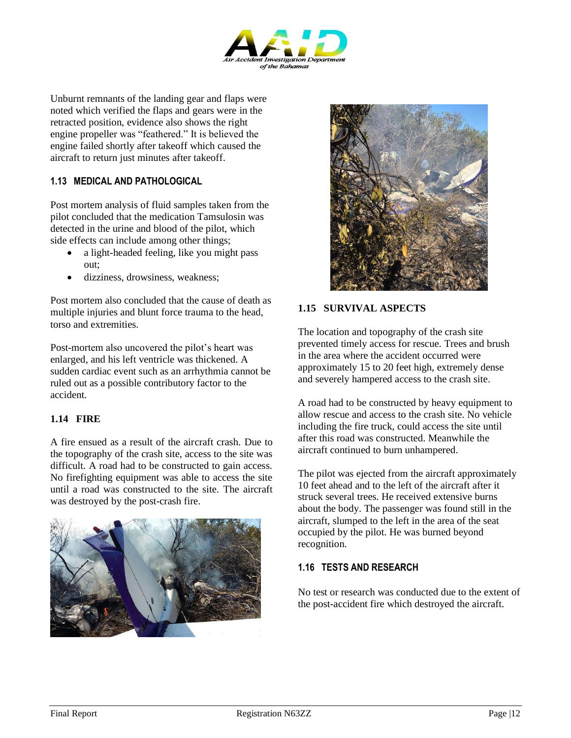Unburnt remnants of the landing gear and flaps were noted which verified the flaps and gears were in the retracted position, evidence also shows the right engine propeller was "feathered." It is believed the engine failed shortly after takeoff which caused the aircraft to return just minutes after takeoff.

### 1.13 MEDICAL AND PATHOLOGICAL

Post mortem analysis of fluid samples taken from the pilot concluded that the medication Tamsulosin was detected in the urine and blood of the pilot, which side effects can include among other things;

- a light-headed feeling, like you might pass out;
- dizziness, drowsiness, weakness;

Post mortem also concluded that the cause of death as multiple injuries and blunt force trauma to the head, torso and extremities.

Post-mortem also uncovered the pilot's heart was enlarged, and his left ventricle was thickened. A sudden cardiac event such as an arrhythmia cannot be ruled out as a possible contributory factor to the accident.

### 1.14 FIRE

A fire ensued as a result of the aircraft crash. Due to the topography of the crash site, access to the site was difficult. A road had to be constructed to gain access. No firefighting equipment was able to access the site until a road was constructed to the site. The aircraft was destroyed by the post-crash fire.

### 1.15 SURVIVAL ASPECTS

The location and topography of the crash site prevented timely access for rescue. Trees and brush in the area where the accident occurred were approximately 15 to 20 feet high, extremely dense and severely hampered access to the crash site.

A road had to be constructed by heavy equipment to allow rescue and access to the crash site. No vehicle including the fire truck, could access the site until after this road was constructed. Meanwhile the aircraft continued to burn unhampered.

The pilot was ejected from the aircraft approximately 10 feet ahead and to the left of the aircraft after it struck several trees. He received extensive burns about the body. The passenger was found still in the aircraft, slumped to the left in the area of the seat occupied by the pilot. He was burned beyond recognition.

### 1.16 TESTS AND RESEARCH

No test or research was conducted due to the extent of the post-accident fire which destroyed the aircraft.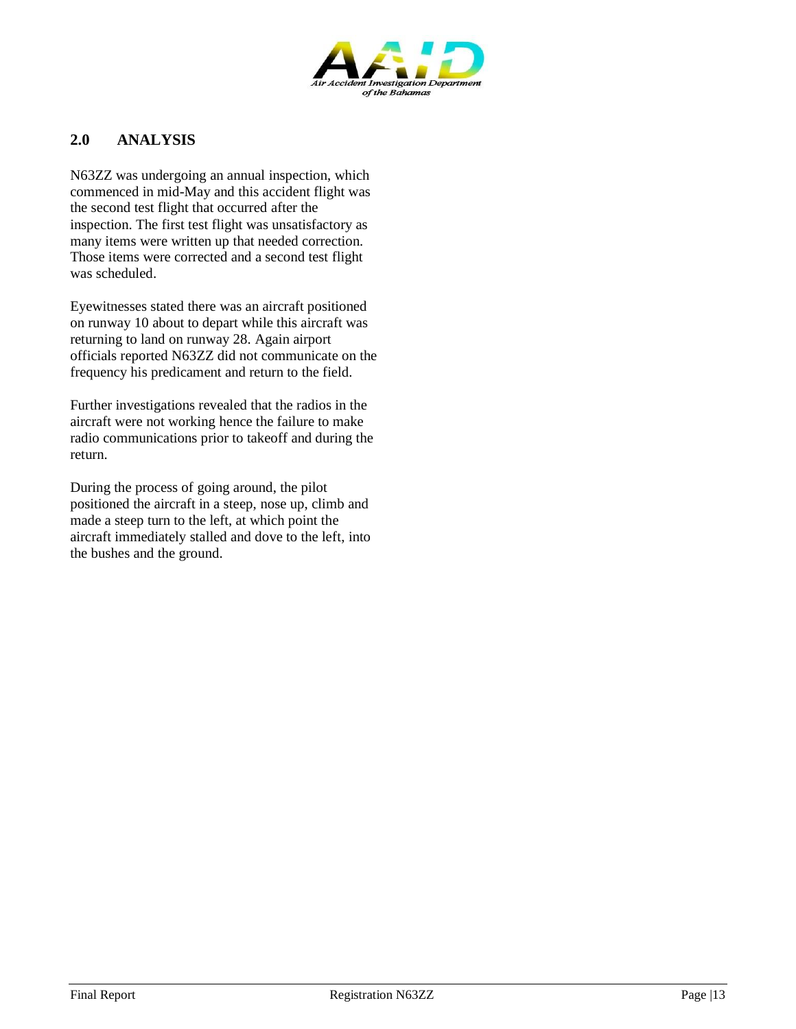## 2.0 ANALYSIS

N63ZZ was undergoing an annual inspection, which commenced in mid-May and this accident flight was the second test flight that occurred after the inspection. The first test flight was unsatisfactory as many items were written up that needed correction. Those items were corrected and a second test flight was scheduled.

Eyewitnesses stated there was an aircraft positioned on runway 10 about to depart while this aircraft was returning to land on runway 28. Again airport officials reported N63ZZ did not communicate on the frequency his predicament and return to the field.

Further investigations revealed that the radios in the aircraft were not working hence the failure to make radio communications prior to takeoff and during the return.

During the process of going around, the pilot positioned the aircraft in a steep, nose up, climb and made a steep turn to the left, at which point the aircraft immediately stalled and dove to the left, into the bushes and the ground.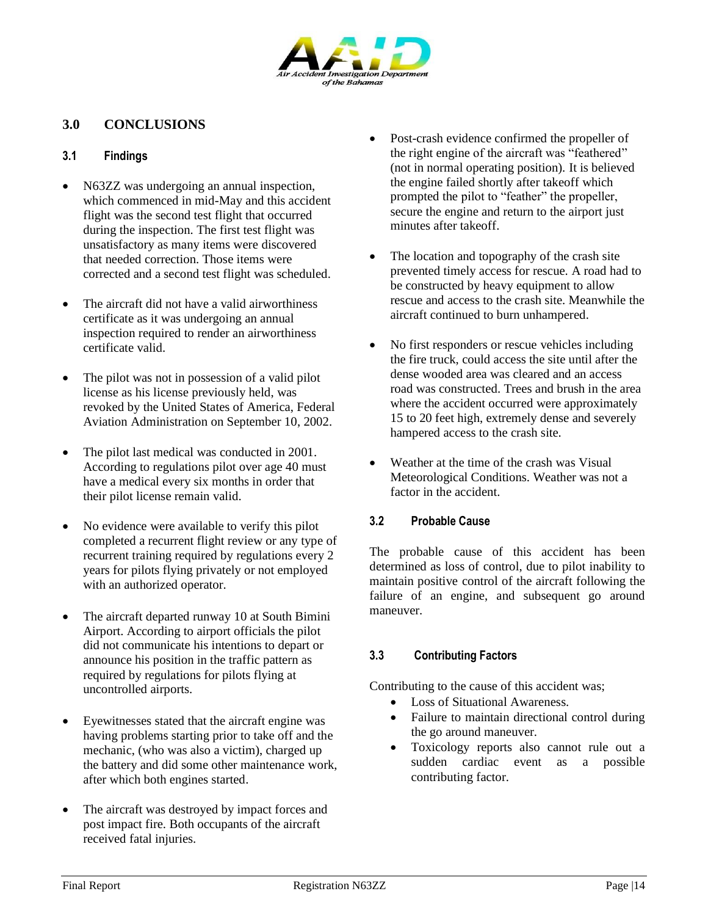## 3.0 CONCLUSIONS

### 3.1 Findings

- N63ZZ was undergoing an annual inspection, which commenced in mid-May and this accident flight was the second test flight that occurred during the inspection. The first test flight was unsatisfactory as many items were discovered that needed correction. Those items were corrected and a second test flight was scheduled.

- The aircraft did not have a valid airworthiness certificate as it was undergoing an annual inspection required to render an airworthiness certificate valid.

- The pilot was not in possession of a valid pilot license as his license previously held, was revoked by the United States of America, Federal Aviation Administration on September 10, 2002.

- The pilot last medical was conducted in 2001. According to regulations pilot over age 40 must have a medical every six months in order that their pilot license remain valid.

- No evidence were available to verify this pilot completed a recurrent flight review or any type of recurrent training required by regulations every 2 years for pilots flying privately or not employed with an authorized operator.

- The aircraft departed runway 10 at South Bimini Airport. According to airport officials the pilot did not communicate his intentions to depart or announce his position in the traffic pattern as required by regulations for pilots flying at uncontrolled airports.

- Eyewitnesses stated that the aircraft engine was having problems starting prior to take off and the mechanic, (who was also a victim), charged up the battery and did some other maintenance work, after which both engines started.

- The aircraft was destroyed by impact forces and post impact fire. Both occupants of the aircraft received fatal injuries.

- Post-crash evidence confirmed the propeller of the right engine of the aircraft was "feathered" (not in normal operating position). It is believed the engine failed shortly after takeoff which prompted the pilot to "feather" the propeller, secure the engine and return to the airport just minutes after takeoff.

- The location and topography of the crash site prevented timely access for rescue. A road had to be constructed by heavy equipment to allow rescue and access to the crash site. Meanwhile the aircraft continued to burn unhampered.

- No first responders or rescue vehicles including the fire truck, could access the site until after the dense wooded area was cleared and an access road was constructed. Trees and brush in the area where the accident occurred were approximately 15 to 20 feet high, extremely dense and severely hampered access to the crash site.

- Weather at the time of the crash was Visual Meteorological Conditions. Weather was not a factor in the accident.

### 3.2 Probable Cause

The probable cause of this accident has been determined as loss of control, due to pilot inability to maintain positive control of the aircraft following the failure of an engine, and subsequent go around maneuver.

### 3.3 Contributing Factors

Contributing to the cause of this accident was;

- Loss of Situational Awareness.
- Failure to maintain directional control during the go around maneuver.
- Toxicology reports also cannot rule out a sudden cardiac event as a possible contributing factor.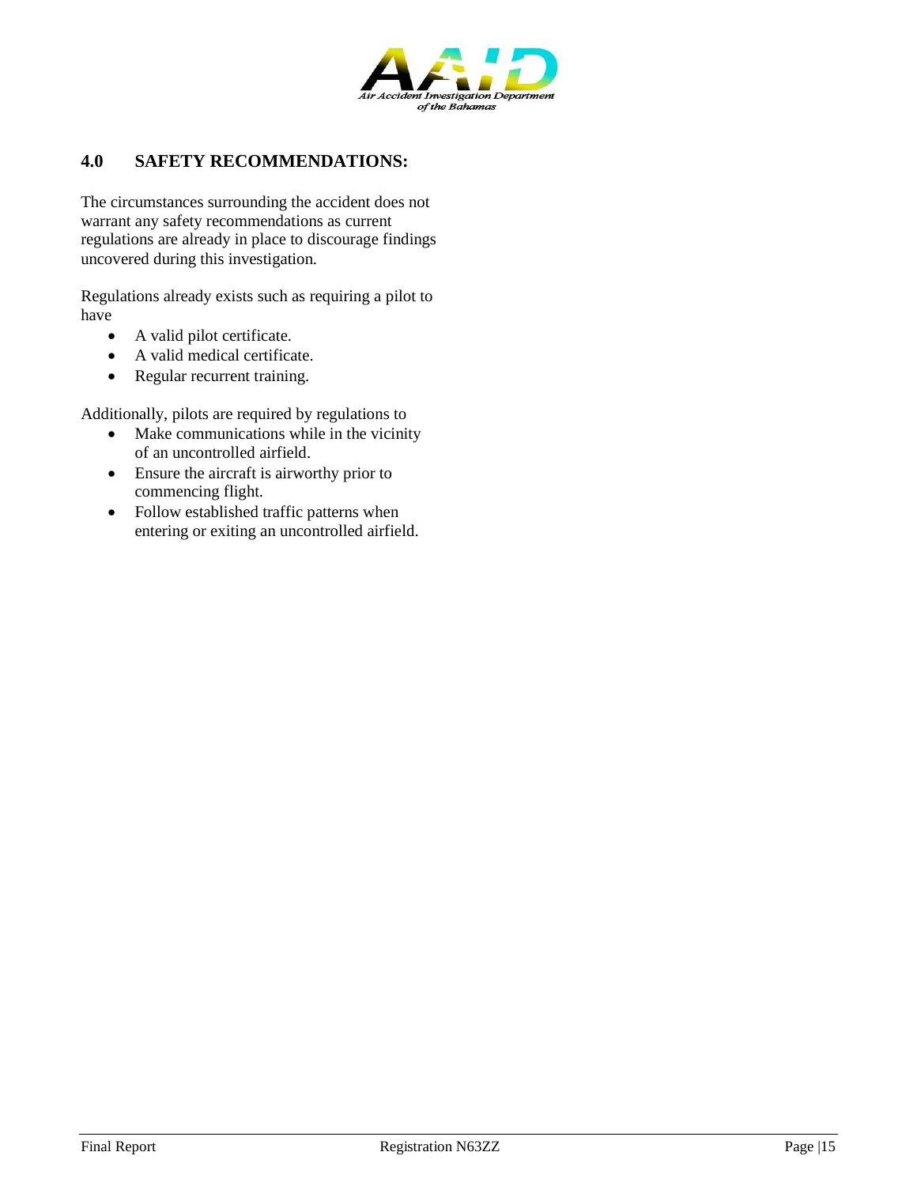## 4.0 SAFETY RECOMMENDATIONS:

The circumstances surrounding the accident does not warrant any safety recommendations as current regulations are already in place to discourage findings uncovered during this investigation.

Regulations already exists such as requiring a pilot to have

- A valid pilot certificate.
- A valid medical certificate.
- Regular recurrent training.

Additionally, pilots are required by regulations to

- Make communications while in the vicinity of an uncontrolled airfield.
- Ensure the aircraft is airworthy prior to commencing flight.
- Follow established traffic patterns when entering or exiting an uncontrolled airfield.